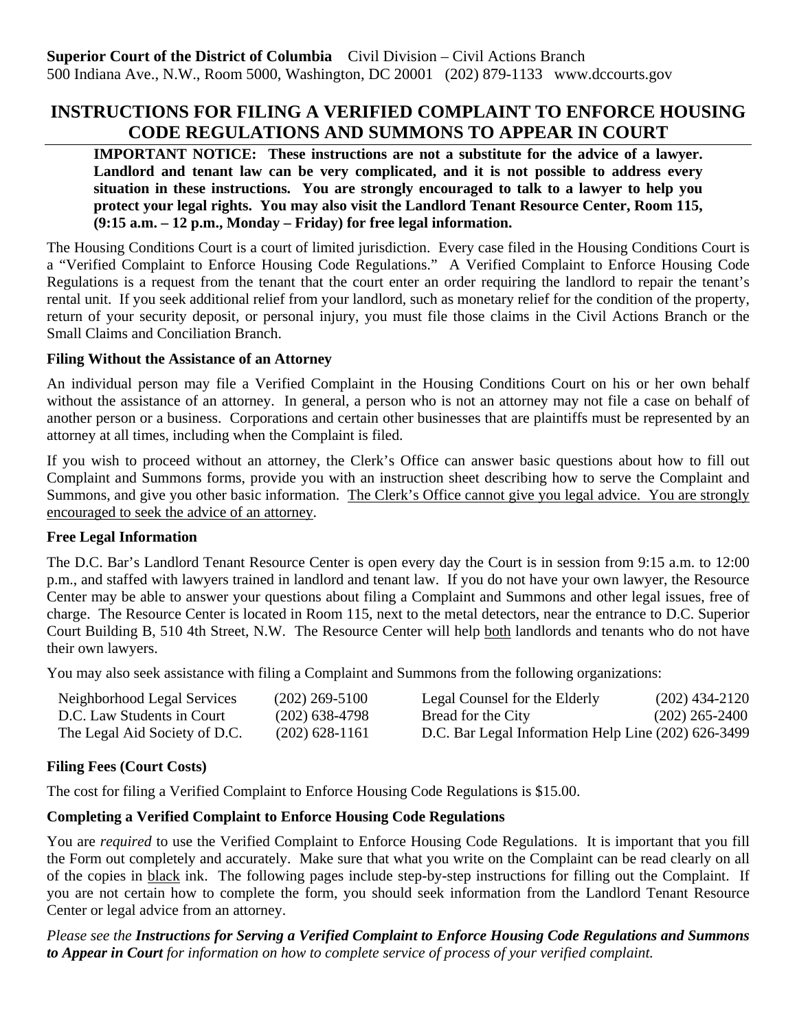**Superior Court of the District of Columbia** Civil Division – Civil Actions Branch
500 Indiana Ave., N.W., Room 5000, Washington, DC 20001 (202) 879-1133 www.dccourts.gov

# INSTRUCTIONS FOR FILING A VERIFIED COMPLAINT TO ENFORCE HOUSING CODE REGULATIONS AND SUMMONS TO APPEAR IN COURT

**IMPORTANT NOTICE: These instructions are not a substitute for the advice of a lawyer. Landlord and tenant law can be very complicated, and it is not possible to address every situation in these instructions. You are strongly encouraged to talk to a lawyer to help you protect your legal rights. You may also visit the Landlord Tenant Resource Center, Room 115, (9:15 a.m. – 12 p.m., Monday – Friday) for free legal information.**

The Housing Conditions Court is a court of limited jurisdiction. Every case filed in the Housing Conditions Court is a "Verified Complaint to Enforce Housing Code Regulations." A Verified Complaint to Enforce Housing Code Regulations is a request from the tenant that the court enter an order requiring the landlord to repair the tenant's rental unit. If you seek additional relief from your landlord, such as monetary relief for the condition of the property, return of your security deposit, or personal injury, you must file those claims in the Civil Actions Branch or the Small Claims and Conciliation Branch.

### Filing Without the Assistance of an Attorney

An individual person may file a Verified Complaint in the Housing Conditions Court on his or her own behalf without the assistance of an attorney. In general, a person who is not an attorney may not file a case on behalf of another person or a business. Corporations and certain other businesses that are plaintiffs must be represented by an attorney at all times, including when the Complaint is filed.

If you wish to proceed without an attorney, the Clerk's Office can answer basic questions about how to fill out Complaint and Summons forms, provide you with an instruction sheet describing how to serve the Complaint and Summons, and give you other basic information. <u>The Clerk's Office cannot give you legal advice. You are strongly encouraged to seek the advice of an attorney</u>.

### Free Legal Information

The D.C. Bar's Landlord Tenant Resource Center is open every day the Court is in session from 9:15 a.m. to 12:00 p.m., and staffed with lawyers trained in landlord and tenant law. If you do not have your own lawyer, the Resource Center may be able to answer your questions about filing a Complaint and Summons and other legal issues, free of charge. The Resource Center is located in Room 115, next to the metal detectors, near the entrance to D.C. Superior Court Building B, 510 4th Street, N.W. The Resource Center will help <u>both</u> landlords and tenants who do not have their own lawyers.

You may also seek assistance with filing a Complaint and Summons from the following organizations:

| | | | |
|---|---|---|---|
| Neighborhood Legal Services | (202) 269-5100 | Legal Counsel for the Elderly | (202) 434-2120 |
| D.C. Law Students in Court | (202) 638-4798 | Bread for the City | (202) 265-2400 |
| The Legal Aid Society of D.C. | (202) 628-1161 | D.C. Bar Legal Information Help Line | (202) 626-3499 |

### Filing Fees (Court Costs)

The cost for filing a Verified Complaint to Enforce Housing Code Regulations is $15.00.

### Completing a Verified Complaint to Enforce Housing Code Regulations

You are *required* to use the Verified Complaint to Enforce Housing Code Regulations. It is important that you fill the Form out completely and accurately. Make sure that what you write on the Complaint can be read clearly on all of the copies in <u>black</u> ink. The following pages include step-by-step instructions for filling out the Complaint. If you are not certain how to complete the form, you should seek information from the Landlord Tenant Resource Center or legal advice from an attorney.

*Please see the **Instructions for Serving a Verified Complaint to Enforce Housing Code Regulations and Summons to Appear in Court** for information on how to complete service of process of your verified complaint.*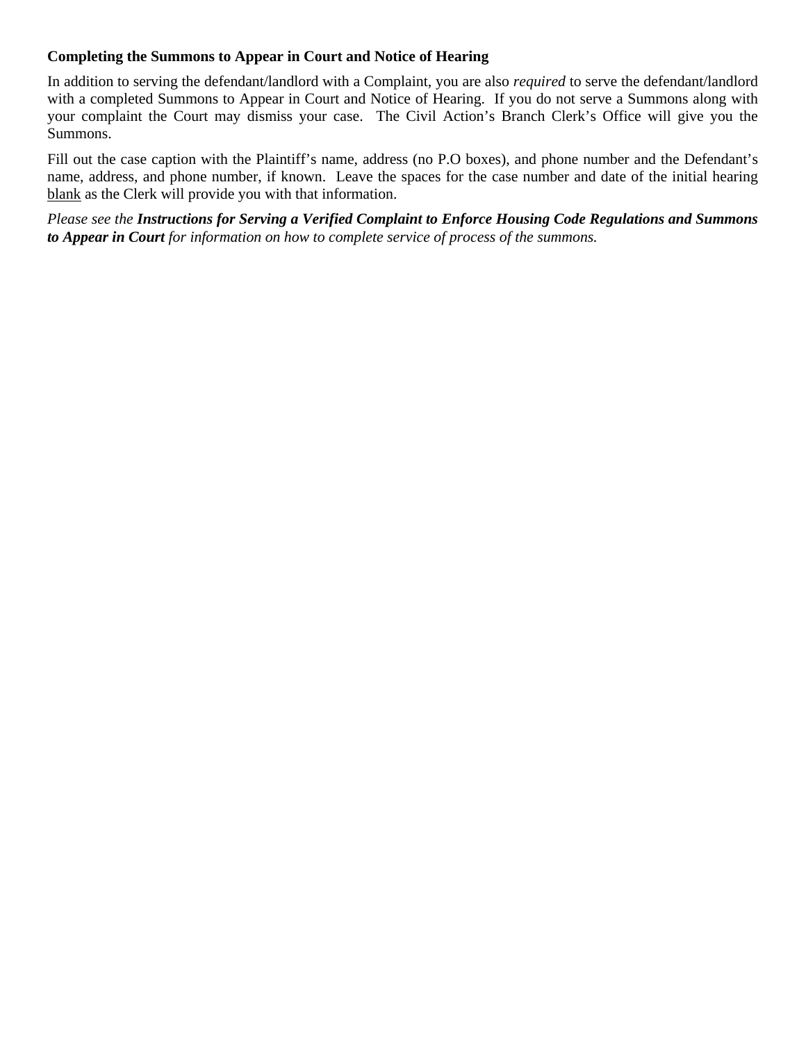**Completing the Summons to Appear in Court and Notice of Hearing**

In addition to serving the defendant/landlord with a Complaint, you are also *required* to serve the defendant/landlord with a completed Summons to Appear in Court and Notice of Hearing. If you do not serve a Summons along with your complaint the Court may dismiss your case. The Civil Action's Branch Clerk's Office will give you the Summons.

Fill out the case caption with the Plaintiff's name, address (no P.O boxes), and phone number and the Defendant's name, address, and phone number, if known. Leave the spaces for the case number and date of the initial hearing <u>blank</u> as the Clerk will provide you with that information.

*Please see the **Instructions for Serving a Verified Complaint to Enforce Housing Code Regulations and Summons to Appear in Court** for information on how to complete service of process of the summons.*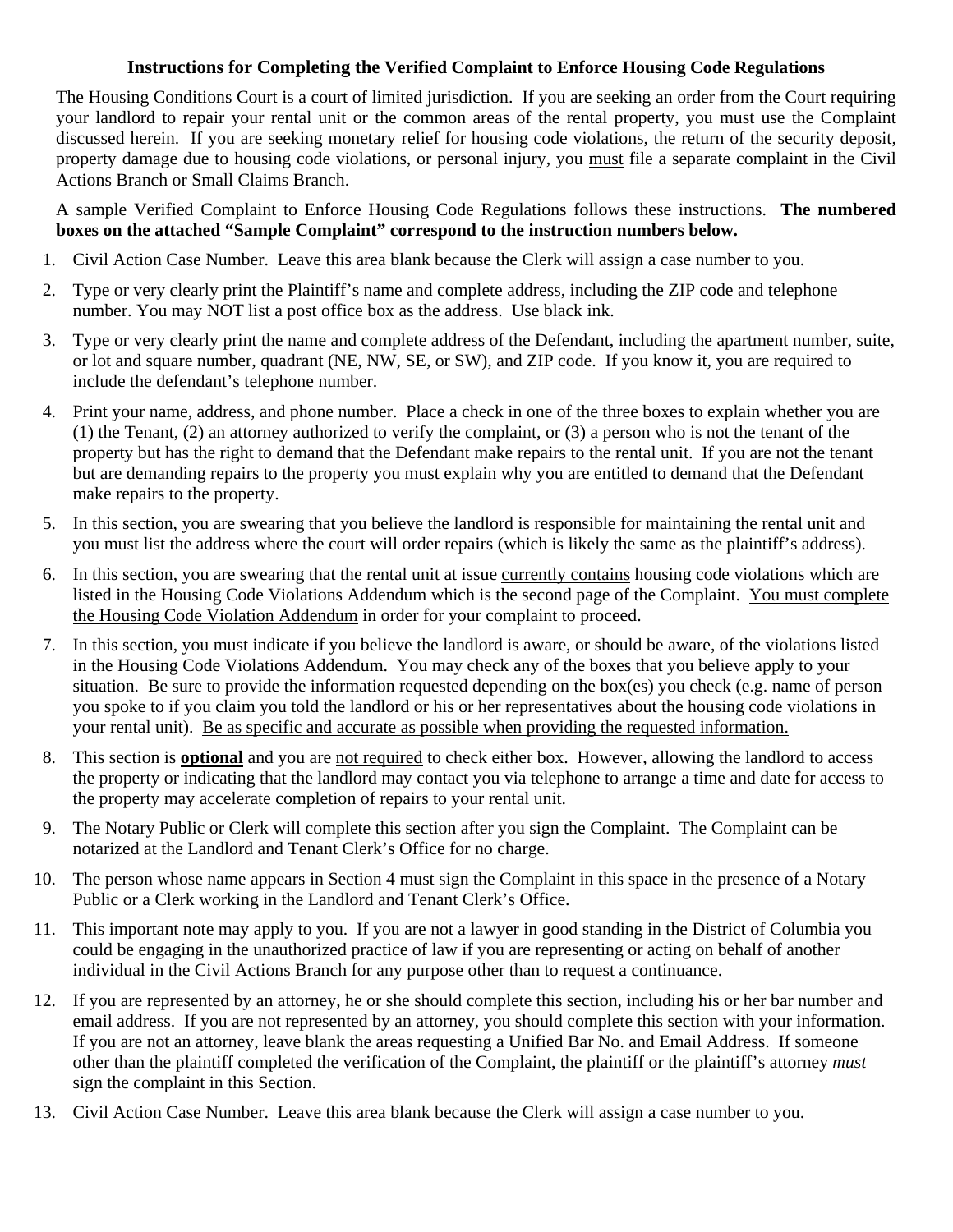### Instructions for Completing the Verified Complaint to Enforce Housing Code Regulations

The Housing Conditions Court is a court of limited jurisdiction. If you are seeking an order from the Court requiring your landlord to repair your rental unit or the common areas of the rental property, you <u>must</u> use the Complaint discussed herein. If you are seeking monetary relief for housing code violations, the return of the security deposit, property damage due to housing code violations, or personal injury, you <u>must</u> file a separate complaint in the Civil Actions Branch or Small Claims Branch.

A sample Verified Complaint to Enforce Housing Code Regulations follows these instructions. **The numbered boxes on the attached "Sample Complaint" correspond to the instruction numbers below.**

1. Civil Action Case Number. Leave this area blank because the Clerk will assign a case number to you.
2. Type or very clearly print the Plaintiff's name and complete address, including the ZIP code and telephone number. You may <u>NOT</u> list a post office box as the address. <u>Use black ink</u>.
3. Type or very clearly print the name and complete address of the Defendant, including the apartment number, suite, or lot and square number, quadrant (NE, NW, SE, or SW), and ZIP code. If you know it, you are required to include the defendant's telephone number.
4. Print your name, address, and phone number. Place a check in one of the three boxes to explain whether you are (1) the Tenant, (2) an attorney authorized to verify the complaint, or (3) a person who is not the tenant of the property but has the right to demand that the Defendant make repairs to the rental unit. If you are not the tenant but are demanding repairs to the property you must explain why you are entitled to demand that the Defendant make repairs to the property.
5. In this section, you are swearing that you believe the landlord is responsible for maintaining the rental unit and you must list the address where the court will order repairs (which is likely the same as the plaintiff's address).
6. In this section, you are swearing that the rental unit at issue <u>currently contains</u> housing code violations which are listed in the Housing Code Violations Addendum which is the second page of the Complaint. <u>You must complete the Housing Code Violation Addendum</u> in order for your complaint to proceed.
7. In this section, you must indicate if you believe the landlord is aware, or should be aware, of the violations listed in the Housing Code Violations Addendum. You may check any of the boxes that you believe apply to your situation. Be sure to provide the information requested depending on the box(es) you check (e.g. name of person you spoke to if you claim you told the landlord or his or her representatives about the housing code violations in your rental unit). <u>Be as specific and accurate as possible when providing the requested information.</u>
8. This section is <u>**optional**</u> and you are <u>not required</u> to check either box. However, allowing the landlord to access the property or indicating that the landlord may contact you via telephone to arrange a time and date for access to the property may accelerate completion of repairs to your rental unit.
9. The Notary Public or Clerk will complete this section after you sign the Complaint. The Complaint can be notarized at the Landlord and Tenant Clerk's Office for no charge.
10. The person whose name appears in Section 4 must sign the Complaint in this space in the presence of a Notary Public or a Clerk working in the Landlord and Tenant Clerk's Office.
11. This important note may apply to you. If you are not a lawyer in good standing in the District of Columbia you could be engaging in the unauthorized practice of law if you are representing or acting on behalf of another individual in the Civil Actions Branch for any purpose other than to request a continuance.
12. If you are represented by an attorney, he or she should complete this section, including his or her bar number and email address. If you are not represented by an attorney, you should complete this section with your information. If you are not an attorney, leave blank the areas requesting a Unified Bar No. and Email Address. If someone other than the plaintiff completed the verification of the Complaint, the plaintiff or the plaintiff's attorney *must* sign the complaint in this Section.
13. Civil Action Case Number. Leave this area blank because the Clerk will assign a case number to you.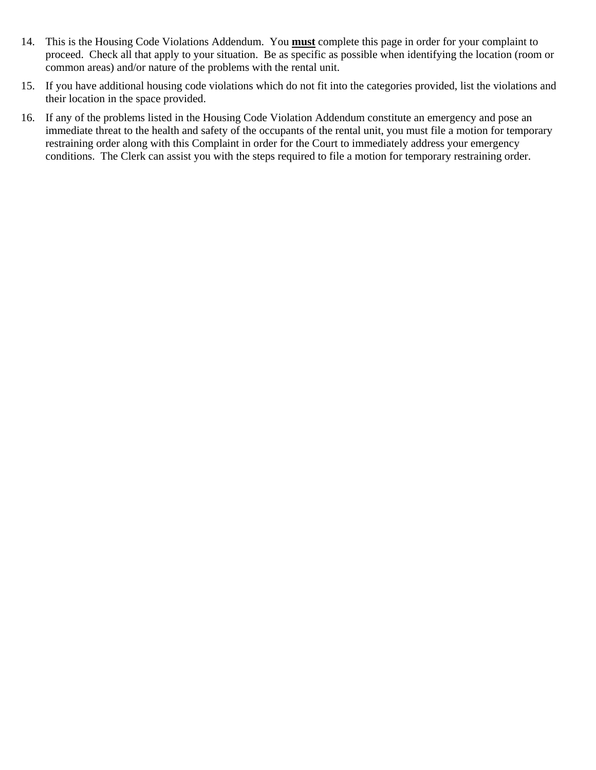14. This is the Housing Code Violations Addendum. You **must** complete this page in order for your complaint to proceed. Check all that apply to your situation. Be as specific as possible when identifying the location (room or common areas) and/or nature of the problems with the rental unit.

15. If you have additional housing code violations which do not fit into the categories provided, list the violations and their location in the space provided.

16. If any of the problems listed in the Housing Code Violation Addendum constitute an emergency and pose an immediate threat to the health and safety of the occupants of the rental unit, you must file a motion for temporary restraining order along with this Complaint in order for the Court to immediately address your emergency conditions. The Clerk can assist you with the steps required to file a motion for temporary restraining order.